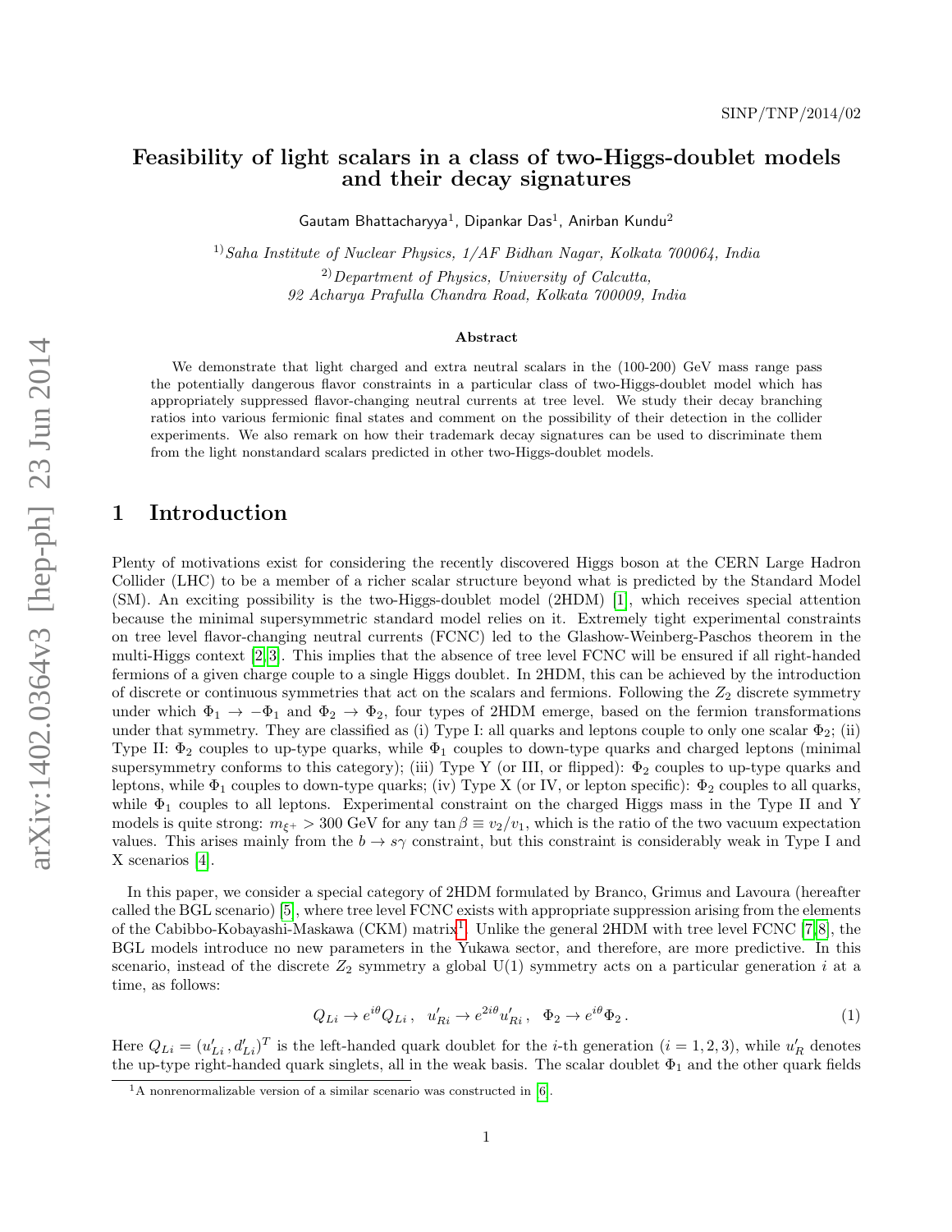SINP/TNP/2014/02

# Feasibility of light scalars in a class of two-Higgs-doublet models and their decay signatures

Gautam Bhattacharyya[1], Dipankar Das[1], Anirban Kundu[2]

[1] *Saha Institute of Nuclear Physics, 1/AF Bidhan Nagar, Kolkata 700064, India*

[2] *Department of Physics, University of Calcutta, 92 Acharya Prafulla Chandra Road, Kolkata 700009, India*

### Abstract

We demonstrate that light charged and extra neutral scalars in the (100-200) GeV mass range pass the potentially dangerous flavor constraints in a particular class of two-Higgs-doublet model which has appropriately suppressed flavor-changing neutral currents at tree level. We study their decay branching ratios into various fermionic final states and comment on the possibility of their detection in the collider experiments. We also remark on how their trademark decay signatures can be used to discriminate them from the light nonstandard scalars predicted in other two-Higgs-doublet models.

## 1 Introduction

Plenty of motivations exist for considering the recently discovered Higgs boson at the CERN Large Hadron Collider (LHC) to be a member of a richer scalar structure beyond what is predicted by the Standard Model (SM). An exciting possibility is the two-Higgs-doublet model (2HDM) [1], which receives special attention because the minimal supersymmetric standard model relies on it. Extremely tight experimental constraints on tree level flavor-changing neutral currents (FCNC) led to the Glashow-Weinberg-Paschos theorem in the multi-Higgs context [2,3]. This implies that the absence of tree level FCNC will be ensured if all right-handed fermions of a given charge couple to a single Higgs doublet. In 2HDM, this can be achieved by the introduction of discrete or continuous symmetries that act on the scalars and fermions. Following the $Z_2$ discrete symmetry under which $\Phi_1 \to -\Phi_1$ and $\Phi_2 \to \Phi_2$, four types of 2HDM emerge, based on the fermion transformations under that symmetry. They are classified as (i) Type I: all quarks and leptons couple to only one scalar $\Phi_2$; (ii) Type II: $\Phi_2$ couples to up-type quarks, while $\Phi_1$ couples to down-type quarks and charged leptons (minimal supersymmetry conforms to this category); (iii) Type Y (or III, or flipped): $\Phi_2$ couples to up-type quarks and leptons, while $\Phi_1$ couples to down-type quarks; (iv) Type X (or IV, or lepton specific): $\Phi_2$ couples to all quarks, while $\Phi_1$ couples to all leptons. Experimental constraint on the charged Higgs mass in the Type II and Y models is quite strong: $m_{\xi^+} > 300$ GeV for any $\tan\beta \equiv v_2/v_1$, which is the ratio of the two vacuum expectation values. This arises mainly from the $b \to s\gamma$ constraint, but this constraint is considerably weak in Type I and X scenarios [4].

In this paper, we consider a special category of 2HDM formulated by Branco, Grimus and Lavoura (hereafter called the BGL scenario) [5], where tree level FCNC exists with appropriate suppression arising from the elements of the Cabibbo-Kobayashi-Maskawa (CKM) matrix[1]. Unlike the general 2HDM with tree level FCNC [7,8], the BGL models introduce no new parameters in the Yukawa sector, and therefore, are more predictive. In this scenario, instead of the discrete $Z_2$ symmetry a global U(1) symmetry acts on a particular generation $i$ at a time, as follows:

$$Q_{Li} \to e^{i\theta} Q_{Li}\,, \quad u'_{Ri} \to e^{2i\theta} u'_{Ri}\,, \quad \Phi_2 \to e^{i\theta} \Phi_2\,. \tag{1}$$

Here $Q_{Li} = (u'_{Li}\,, d'_{Li})^T$ is the left-handed quark doublet for the $i$-th generation ($i = 1, 2, 3$), while $u'_R$ denotes the up-type right-handed quark singlets, all in the weak basis. The scalar doublet $\Phi_1$ and the other quark fields

[1] A nonrenormalizable version of a similar scenario was constructed in [6].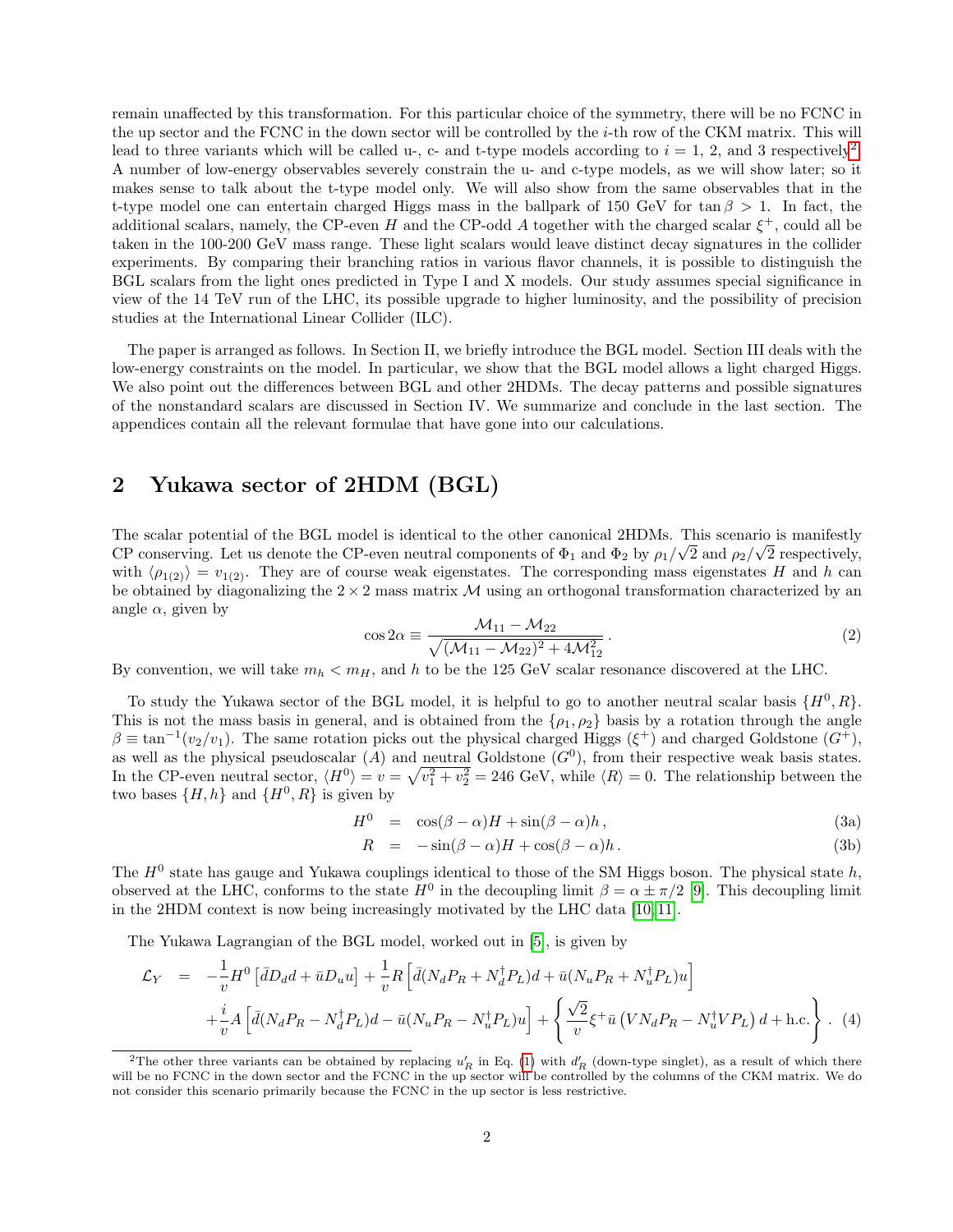remain unaffected by this transformation. For this particular choice of the symmetry, there will be no FCNC in the up sector and the FCNC in the down sector will be controlled by the $i$-th row of the CKM matrix. This will lead to three variants which will be called u-, c- and t-type models according to $i = 1$, 2, and 3 respectively[2]. A number of low-energy observables severely constrain the u- and c-type models, as we will show later; so it makes sense to talk about the t-type model only. We will also show from the same observables that in the t-type model one can entertain charged Higgs mass in the ballpark of 150 GeV for $\tan\beta > 1$. In fact, the additional scalars, namely, the CP-even $H$ and the CP-odd $A$ together with the charged scalar $\xi^+$, could all be taken in the 100-200 GeV mass range. These light scalars would leave distinct decay signatures in the collider experiments. By comparing their branching ratios in various flavor channels, it is possible to distinguish the BGL scalars from the light ones predicted in Type I and X models. Our study assumes special significance in view of the 14 TeV run of the LHC, its possible upgrade to higher luminosity, and the possibility of precision studies at the International Linear Collider (ILC).

The paper is arranged as follows. In Section II, we briefly introduce the BGL model. Section III deals with the low-energy constraints on the model. In particular, we show that the BGL model allows a light charged Higgs. We also point out the differences between BGL and other 2HDMs. The decay patterns and possible signatures of the nonstandard scalars are discussed in Section IV. We summarize and conclude in the last section. The appendices contain all the relevant formulae that have gone into our calculations.

## 2 Yukawa sector of 2HDM (BGL)

The scalar potential of the BGL model is identical to the other canonical 2HDMs. This scenario is manifestly CP conserving. Let us denote the CP-even neutral components of $\Phi_1$ and $\Phi_2$ by $\rho_1/\sqrt{2}$ and $\rho_2/\sqrt{2}$ respectively, with $\langle\rho_{1(2)}\rangle = v_{1(2)}$. They are of course weak eigenstates. The corresponding mass eigenstates $H$ and $h$ can be obtained by diagonalizing the $2\times 2$ mass matrix $\mathcal{M}$ using an orthogonal transformation characterized by an angle $\alpha$, given by

$$\cos 2\alpha \equiv \frac{\mathcal{M}_{11} - \mathcal{M}_{22}}{\sqrt{(\mathcal{M}_{11} - \mathcal{M}_{22})^2 + 4\mathcal{M}_{12}^2}}\,. \tag{2}$$

By convention, we will take $m_h < m_H$, and $h$ to be the 125 GeV scalar resonance discovered at the LHC.

To study the Yukawa sector of the BGL model, it is helpful to go to another neutral scalar basis $\{H^0, R\}$. This is not the mass basis in general, and is obtained from the $\{\rho_1, \rho_2\}$ basis by a rotation through the angle $\beta \equiv \tan^{-1}(v_2/v_1)$. The same rotation picks out the physical charged Higgs ($\xi^+$) and charged Goldstone ($G^+$), as well as the physical pseudoscalar ($A$) and neutral Goldstone ($G^0$), from their respective weak basis states. In the CP-even neutral sector, $\langle H^0\rangle = v = \sqrt{v_1^2 + v_2^2} = 246$ GeV, while $\langle R\rangle = 0$. The relationship between the two bases $\{H, h\}$ and $\{H^0, R\}$ is given by

$$\begin{aligned} H^0 &= \cos(\beta-\alpha)H + \sin(\beta-\alpha)h\,, &(3a)\\ R &= -\sin(\beta-\alpha)H + \cos(\beta-\alpha)h\,. &(3b)\end{aligned}$$

The $H^0$ state has gauge and Yukawa couplings identical to those of the SM Higgs boson. The physical state $h$, observed at the LHC, conforms to the state $H^0$ in the decoupling limit $\beta = \alpha \pm \pi/2$ [9]. This decoupling limit in the 2HDM context is now being increasingly motivated by the LHC data [10, 11].

The Yukawa Lagrangian of the BGL model, worked out in [5], is given by

$$\begin{aligned}\mathcal{L}_Y &= -\frac{1}{v}H^0\left[\bar{d}D_d d + \bar{u}D_u u\right] + \frac{1}{v}R\left[\bar{d}(N_dP_R + N_d^\dagger P_L)d + \bar{u}(N_uP_R + N_u^\dagger P_L)u\right] \\ &\quad + \frac{i}{v}A\left[\bar{d}(N_dP_R - N_d^\dagger P_L)d - \bar{u}(N_uP_R - N_u^\dagger P_L)u\right] + \left\{\frac{\sqrt{2}}{v}\xi^+\bar{u}\left(VN_dP_R - N_u^\dagger VP_L\right)d + \text{h.c.}\right\}. \quad (4)\end{aligned}$$

[2] The other three variants can be obtained by replacing $u_R'$ in Eq. (1) with $d_R'$ (down-type singlet), as a result of which there will be no FCNC in the down sector and the FCNC in the up sector will be controlled by the columns of the CKM matrix. We do not consider this scenario primarily because the FCNC in the up sector is less restrictive.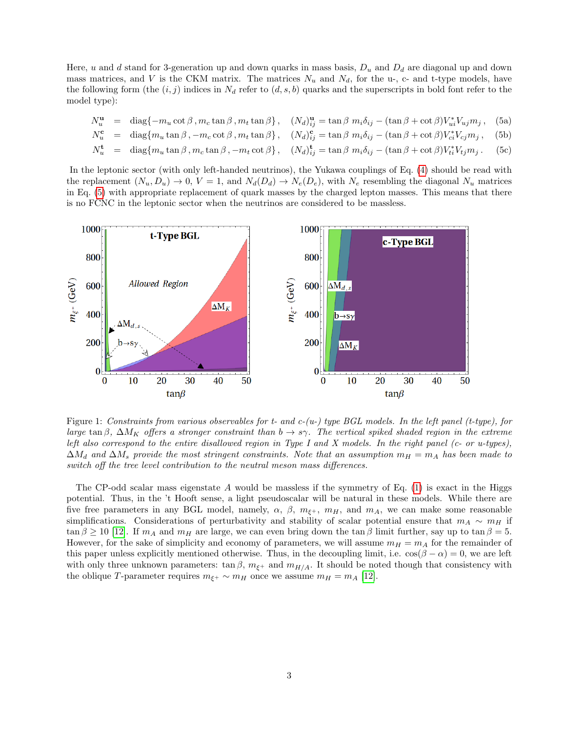Here, $u$ and $d$ stand for 3-generation up and down quarks in mass basis, $D_u$ and $D_d$ are diagonal up and down mass matrices, and $V$ is the CKM matrix. The matrices $N_u$ and $N_d$, for the u-, c- and t-type models, have the following form (the $(i,j)$ indices in $N_d$ refer to $(d,s,b)$ quarks and the superscripts in bold font refer to the model type):

$$N_u^{\mathbf{u}} = \mathrm{diag}\{-m_u \cot\beta\,, m_c \tan\beta\,, m_t \tan\beta\}\,, \quad (N_d)_{ij}^{\mathbf{u}} = \tan\beta\; m_i \delta_{ij} - (\tan\beta + \cot\beta) V_{ui}^* V_{uj} m_j\,, \tag{5a}$$

$$N_u^{\mathbf{c}} = \mathrm{diag}\{m_u \tan\beta\,, -m_c \cot\beta\,, m_t \tan\beta\}\,, \quad (N_d)_{ij}^{\mathbf{c}} = \tan\beta\; m_i \delta_{ij} - (\tan\beta + \cot\beta) V_{ci}^* V_{cj} m_j\,, \tag{5b}$$

$$N_u^{\mathbf{t}} = \mathrm{diag}\{m_u \tan\beta\,, m_c \tan\beta\,, -m_t \cot\beta\}\,, \quad (N_d)_{ij}^{\mathbf{t}} = \tan\beta\; m_i \delta_{ij} - (\tan\beta + \cot\beta) V_{ti}^* V_{tj} m_j\,. \tag{5c}$$

In the leptonic sector (with only left-handed neutrinos), the Yukawa couplings of Eq. (4) should be read with the replacement $(N_u, D_u) \to 0$, $V = 1$, and $N_d(D_d) \to N_e(D_e)$, with $N_e$ resembling the diagonal $N_u$ matrices in Eq. (5) with appropriate replacement of quark masses by the charged lepton masses. This means that there is no FCNC in the leptonic sector when the neutrinos are considered to be massless.

Figure 1: *Constraints from various observables for t- and c-(u-) type BGL models. In the left panel (t-type), for large* $\tan\beta$, $\Delta M_K$ *offers a stronger constraint than* $b \to s\gamma$. *The vertical spiked shaded region in the extreme left also correspond to the entire disallowed region in Type I and X models. In the right panel (c- or u-types),* $\Delta M_d$ *and* $\Delta M_s$ *provide the most stringent constraints. Note that an assumption* $m_H = m_A$ *has been made to switch off the tree level contribution to the neutral meson mass differences.*

The CP-odd scalar mass eigenstate $A$ would be massless if the symmetry of Eq. (1) is exact in the Higgs potential. Thus, in the 't Hooft sense, a light pseudoscalar will be natural in these models. While there are five free parameters in any BGL model, namely, $\alpha$, $\beta$, $m_{\xi^+}$, $m_H$, and $m_A$, we can make some reasonable simplifications. Considerations of perturbativity and stability of scalar potential ensure that $m_A \sim m_H$ if $\tan\beta \geq 10$ [12]. If $m_A$ and $m_H$ are large, we can even bring down the $\tan\beta$ limit further, say up to $\tan\beta = 5$. However, for the sake of simplicity and economy of parameters, we will assume $m_H = m_A$ for the remainder of this paper unless explicitly mentioned otherwise. Thus, in the decoupling limit, i.e. $\cos(\beta - \alpha) = 0$, we are left with only three unknown parameters: $\tan\beta$, $m_{\xi^+}$ and $m_{H/A}$. It should be noted though that consistency with the oblique $T$-parameter requires $m_{\xi^+} \sim m_H$ once we assume $m_H = m_A$ [12].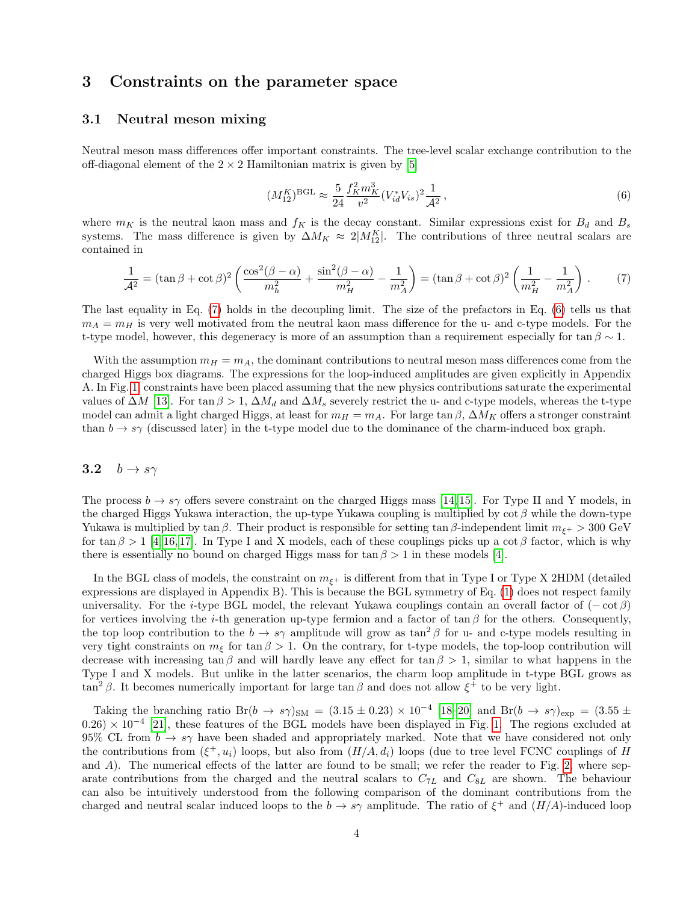## 3 Constraints on the parameter space

### 3.1 Neutral meson mixing

Neutral meson mass differences offer important constraints. The tree-level scalar exchange contribution to the off-diagonal element of the $2 \times 2$ Hamiltonian matrix is given by [5]

$$(M_{12}^K)^{\rm BGL} \approx \frac{5}{24} \frac{f_K^2 m_K^3}{v^2} (V_{id}^* V_{is})^2 \frac{1}{\mathcal{A}^2} \,, \tag{6}$$

where $m_K$ is the neutral kaon mass and $f_K$ is the decay constant. Similar expressions exist for $B_d$ and $B_s$ systems. The mass difference is given by $\Delta M_K \approx 2|M_{12}^K|$. The contributions of three neutral scalars are contained in

$$\frac{1}{\mathcal{A}^2} = (\tan\beta + \cot\beta)^2 \left( \frac{\cos^2(\beta-\alpha)}{m_h^2} + \frac{\sin^2(\beta-\alpha)}{m_H^2} - \frac{1}{m_A^2} \right) = (\tan\beta + \cot\beta)^2 \left( \frac{1}{m_H^2} - \frac{1}{m_A^2} \right) . \tag{7}$$

The last equality in Eq. (7) holds in the decoupling limit. The size of the prefactors in Eq. (6) tells us that $m_A = m_H$ is very well motivated from the neutral kaon mass difference for the u- and c-type models. For the t-type model, however, this degeneracy is more of an assumption than a requirement especially for $\tan\beta \sim 1$.

With the assumption $m_H = m_A$, the dominant contributions to neutral meson mass differences come from the charged Higgs box diagrams. The expressions for the loop-induced amplitudes are given explicitly in Appendix A. In Fig. 1, constraints have been placed assuming that the new physics contributions saturate the experimental values of $\Delta M$ [13]. For $\tan\beta > 1$, $\Delta M_d$ and $\Delta M_s$ severely restrict the u- and c-type models, whereas the t-type model can admit a light charged Higgs, at least for $m_H = m_A$. For large $\tan\beta$, $\Delta M_K$ offers a stronger constraint than $b \to s\gamma$ (discussed later) in the t-type model due to the dominance of the charm-induced box graph.

### 3.2 $b \to s\gamma$

The process $b \to s\gamma$ offers severe constraint on the charged Higgs mass [14, 15]. For Type II and Y models, in the charged Higgs Yukawa interaction, the up-type Yukawa coupling is multiplied by $\cot\beta$ while the down-type Yukawa is multiplied by $\tan\beta$. Their product is responsible for setting $\tan\beta$-independent limit $m_{\xi^+} > 300$ GeV for $\tan\beta > 1$ [4, 16, 17]. In Type I and X models, each of these couplings picks up a $\cot\beta$ factor, which is why there is essentially no bound on charged Higgs mass for $\tan\beta > 1$ in these models [4].

In the BGL class of models, the constraint on $m_{\xi^+}$ is different from that in Type I or Type X 2HDM (detailed expressions are displayed in Appendix B). This is because the BGL symmetry of Eq. (1) does not respect family universality. For the $i$-type BGL model, the relevant Yukawa couplings contain an overall factor of $(-\cot\beta)$ for vertices involving the $i$-th generation up-type fermion and a factor of $\tan\beta$ for the others. Consequently, the top loop contribution to the $b \to s\gamma$ amplitude will grow as $\tan^2\beta$ for u- and c-type models resulting in very tight constraints on $m_\xi$ for $\tan\beta > 1$. On the contrary, for t-type models, the top-loop contribution will decrease with increasing $\tan\beta$ and will hardly leave any effect for $\tan\beta > 1$, similar to what happens in the Type I and X models. But unlike in the latter scenarios, the charm loop amplitude in t-type BGL grows as $\tan^2\beta$. It becomes numerically important for large $\tan\beta$ and does not allow $\xi^+$ to be very light.

Taking the branching ratio ${\rm Br}(b \to s\gamma)_{\rm SM} = (3.15 \pm 0.23) \times 10^{-4}$ [18–20] and ${\rm Br}(b \to s\gamma)_{\rm exp} = (3.55 \pm 0.26) \times 10^{-4}$ [21], these features of the BGL models have been displayed in Fig. 1. The regions excluded at 95% CL from $b \to s\gamma$ have been shaded and appropriately marked. Note that we have considered not only the contributions from $(\xi^+, u_i)$ loops, but also from $(H/A, d_i)$ loops (due to tree level FCNC couplings of $H$ and $A$). The numerical effects of the latter are found to be small; we refer the reader to Fig. 2, where separate contributions from the charged and the neutral scalars to $C_{7L}$ and $C_{8L}$ are shown. The behaviour can also be intuitively understood from the following comparison of the dominant contributions from the charged and neutral scalar induced loops to the $b \to s\gamma$ amplitude. The ratio of $\xi^+$ and $(H/A)$-induced loop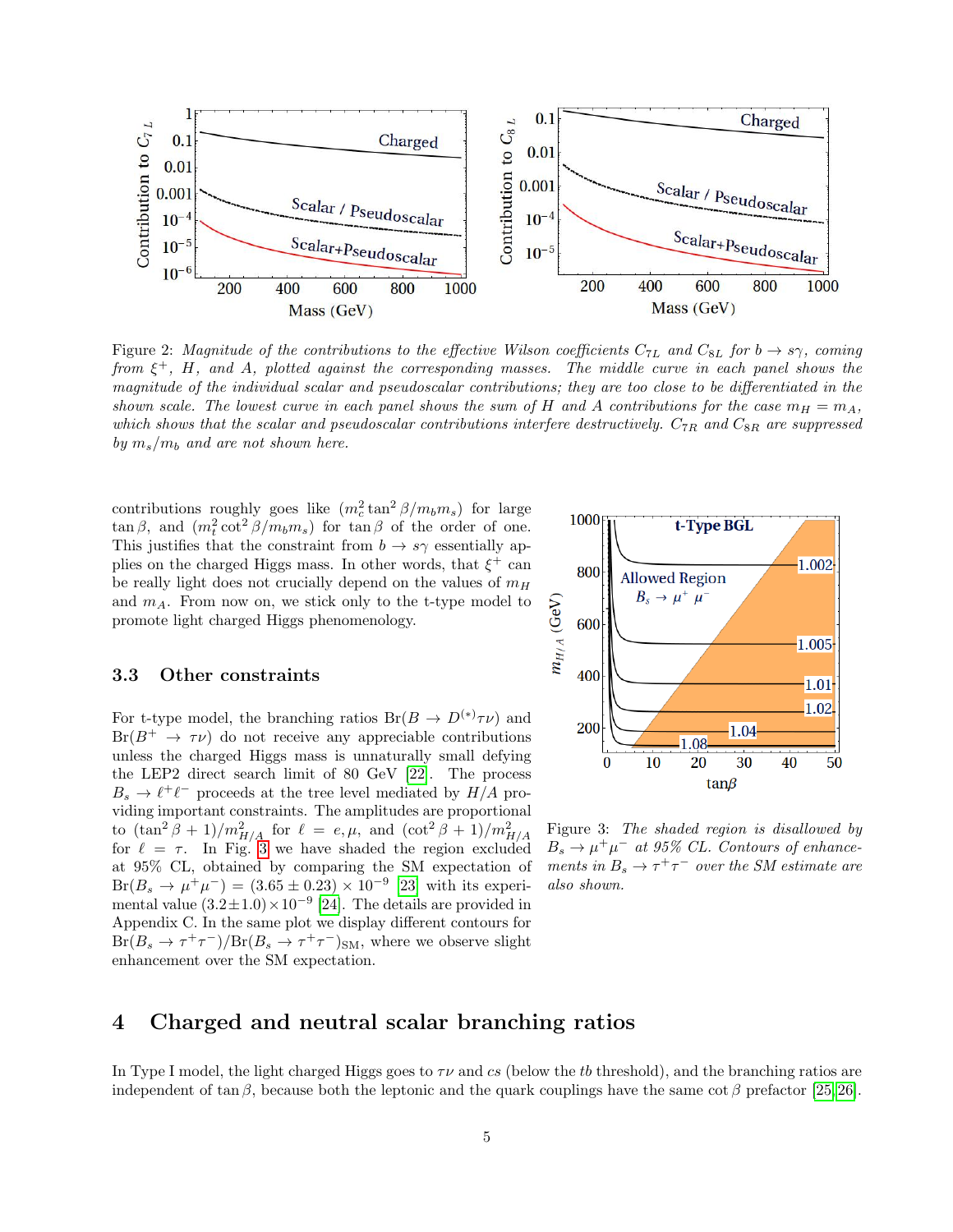Figure 2: *Magnitude of the contributions to the effective Wilson coefficients $C_{7L}$ and $C_{8L}$ for $b \to s\gamma$, coming from $\xi^+$, $H$, and $A$, plotted against the corresponding masses. The middle curve in each panel shows the magnitude of the individual scalar and pseudoscalar contributions; they are too close to be differentiated in the shown scale. The lowest curve in each panel shows the sum of $H$ and $A$ contributions for the case $m_H = m_A$, which shows that the scalar and pseudoscalar contributions interfere destructively. $C_{7R}$ and $C_{8R}$ are suppressed by $m_s/m_b$ and are not shown here.*

contributions roughly goes like $(m_c^2 \tan^2\beta / m_b m_s)$ for large $\tan\beta$, and $(m_t^2 \cot^2\beta / m_b m_s)$ for $\tan\beta$ of the order of one. This justifies that the constraint from $b \to s\gamma$ essentially applies on the charged Higgs mass. In other words, that $\xi^+$ can be really light does not crucially depend on the values of $m_H$ and $m_A$. From now on, we stick only to the t-type model to promote light charged Higgs phenomenology.

### 3.3 Other constraints

For t-type model, the branching ratios $\mathrm{Br}(B \to D^{(*)}\tau\nu)$ and $\mathrm{Br}(B^+ \to \tau\nu)$ do not receive any appreciable contributions unless the charged Higgs mass is unnaturally small defying the LEP2 direct search limit of 80 GeV [22]. The process $B_s \to \ell^+\ell^-$ proceeds at the tree level mediated by $H/A$ providing important constraints. The amplitudes are proportional to $(\tan^2\beta + 1)/m_{H/A}^2$ for $\ell = e, \mu$, and $(\cot^2\beta + 1)/m_{H/A}^2$ for $\ell = \tau$. In Fig. 3 we have shaded the region excluded at 95% CL, obtained by comparing the SM expectation of $\mathrm{Br}(B_s \to \mu^+\mu^-) = (3.65 \pm 0.23) \times 10^{-9}$ [23] with its experimental value $(3.2 \pm 1.0) \times 10^{-9}$ [24]. The details are provided in Appendix C. In the same plot we display different contours for $\mathrm{Br}(B_s \to \tau^+\tau^-)/\mathrm{Br}(B_s \to \tau^+\tau^-)_{\mathrm{SM}}$, where we observe slight enhancement over the SM expectation.

Figure 3: *The shaded region is disallowed by $B_s \to \mu^+\mu^-$ at 95% CL. Contours of enhancements in $B_s \to \tau^+\tau^-$ over the SM estimate are also shown.*

## 4 Charged and neutral scalar branching ratios

In Type I model, the light charged Higgs goes to $\tau\nu$ and $cs$ (below the $tb$ threshold), and the branching ratios are independent of $\tan\beta$, because both the leptonic and the quark couplings have the same $\cot\beta$ prefactor [25, 26].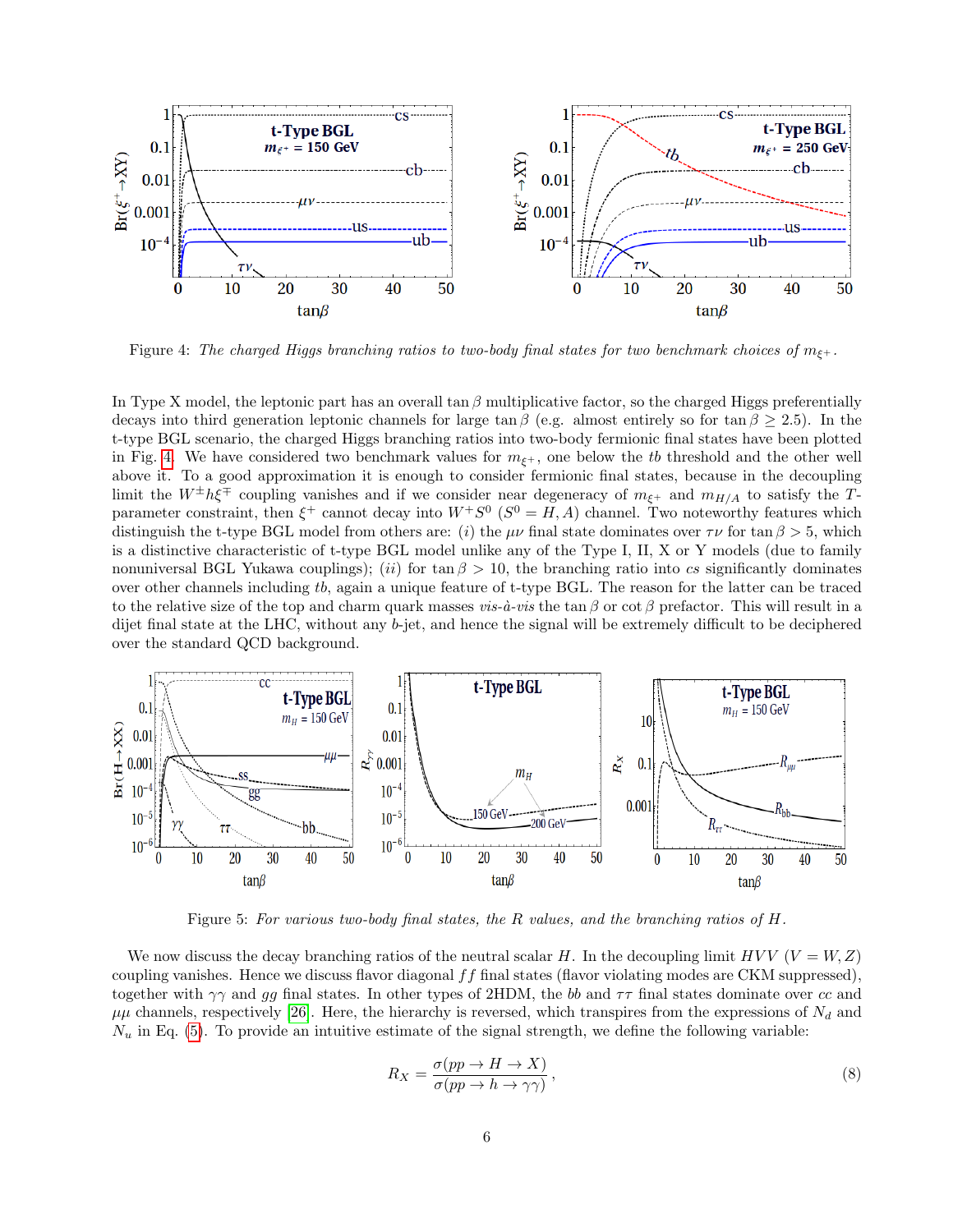Figure 4: *The charged Higgs branching ratios to two-body final states for two benchmark choices of $m_{\xi^+}$.*

In Type X model, the leptonic part has an overall $\tan\beta$ multiplicative factor, so the charged Higgs preferentially decays into third generation leptonic channels for large $\tan\beta$ (e.g. almost entirely so for $\tan\beta \geq 2.5$). In the t-type BGL scenario, the charged Higgs branching ratios into two-body fermionic final states have been plotted in Fig. 4. We have considered two benchmark values for $m_{\xi^+}$, one below the $tb$ threshold and the other well above it. To a good approximation it is enough to consider fermionic final states, because in the decoupling limit the $W^\pm h \xi^\mp$ coupling vanishes and if we consider near degeneracy of $m_{\xi^+}$ and $m_{H/A}$ to satisfy the $T$-parameter constraint, then $\xi^+$ cannot decay into $W^+ S^0$ ($S^0 = H, A$) channel. Two noteworthy features which distinguish the t-type BGL model from others are: (*i*) the $\mu\nu$ final state dominates over $\tau\nu$ for $\tan\beta > 5$, which is a distinctive characteristic of t-type BGL model unlike any of the Type I, II, X or Y models (due to family nonuniversal BGL Yukawa couplings); (*ii*) for $\tan\beta > 10$, the branching ratio into $cs$ significantly dominates over other channels including $tb$, again a unique feature of t-type BGL. The reason for the latter can be traced to the relative size of the top and charm quark masses *vis-à-vis* the $\tan\beta$ or $\cot\beta$ prefactor. This will result in a dijet final state at the LHC, without any $b$-jet, and hence the signal will be extremely difficult to be deciphered over the standard QCD background.

Figure 5: *For various two-body final states, the R values, and the branching ratios of H.*

We now discuss the decay branching ratios of the neutral scalar $H$. In the decoupling limit $HVV$ ($V = W, Z$) coupling vanishes. Hence we discuss flavor diagonal $ff$ final states (flavor violating modes are CKM suppressed), together with $\gamma\gamma$ and $gg$ final states. In other types of 2HDM, the $bb$ and $\tau\tau$ final states dominate over $cc$ and $\mu\mu$ channels, respectively [26]. Here, the hierarchy is reversed, which transpires from the expressions of $N_d$ and $N_u$ in Eq. (5). To provide an intuitive estimate of the signal strength, we define the following variable:

$$R_X = \frac{\sigma(pp \to H \to X)}{\sigma(pp \to h \to \gamma\gamma)}, \tag{8}$$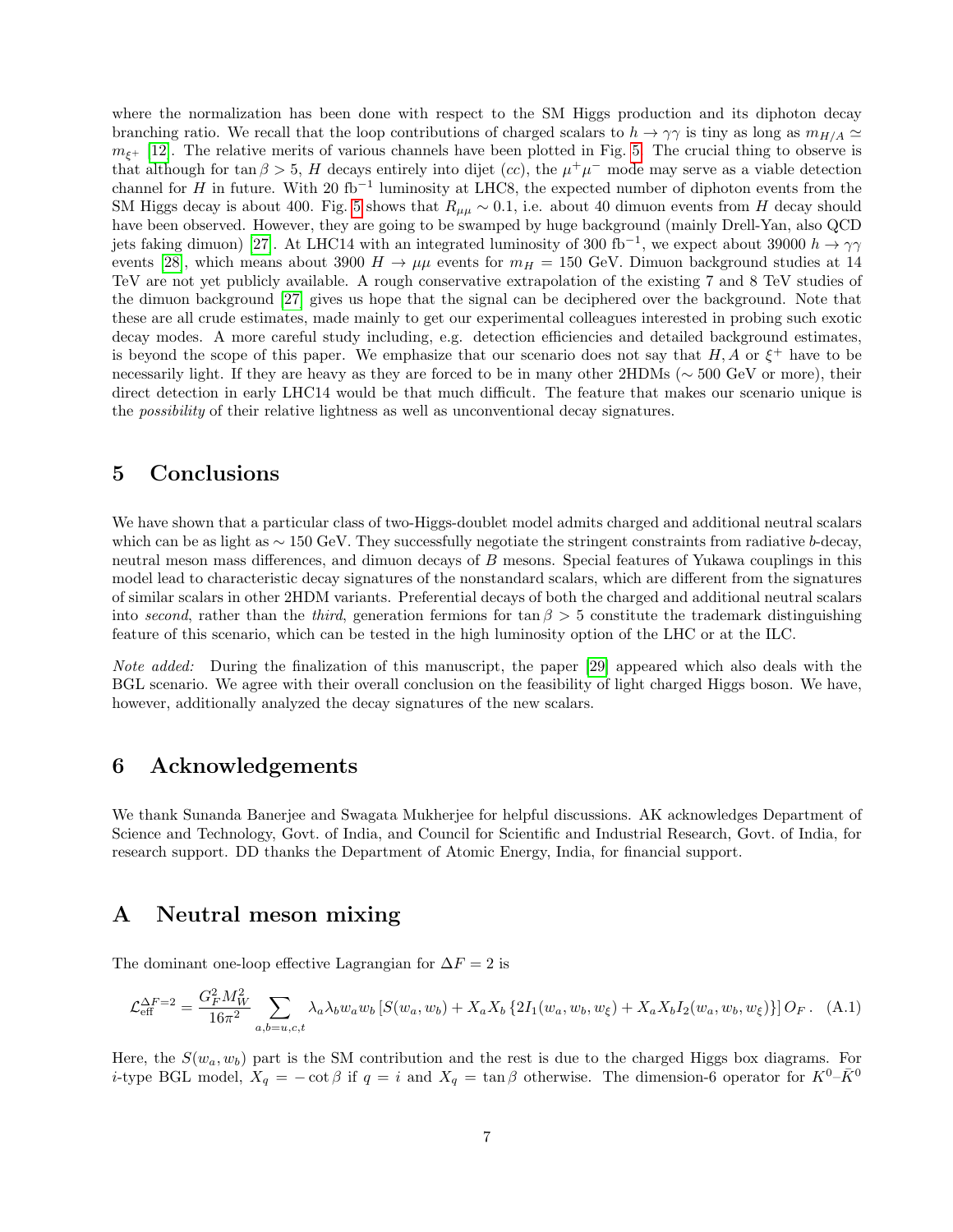where the normalization has been done with respect to the SM Higgs production and its diphoton decay branching ratio. We recall that the loop contributions of charged scalars to $h \to \gamma\gamma$ is tiny as long as $m_{H/A} \simeq m_{\xi^+}$ [12]. The relative merits of various channels have been plotted in Fig. 5. The crucial thing to observe is that although for $\tan\beta > 5$, $H$ decays entirely into dijet ($cc$), the $\mu^+\mu^-$ mode may serve as a viable detection channel for $H$ in future. With 20 fb$^{-1}$ luminosity at LHC8, the expected number of diphoton events from the SM Higgs decay is about 400. Fig. 5 shows that $R_{\mu\mu} \sim 0.1$, i.e. about 40 dimuon events from $H$ decay should have been observed. However, they are going to be swamped by huge background (mainly Drell-Yan, also QCD jets faking dimuon) [27]. At LHC14 with an integrated luminosity of 300 fb$^{-1}$, we expect about 39000 $h \to \gamma\gamma$ events [28], which means about 3900 $H \to \mu\mu$ events for $m_H = 150$ GeV. Dimuon background studies at 14 TeV are not yet publicly available. A rough conservative extrapolation of the existing 7 and 8 TeV studies of the dimuon background [27] gives us hope that the signal can be deciphered over the background. Note that these are all crude estimates, made mainly to get our experimental colleagues interested in probing such exotic decay modes. A more careful study including, e.g. detection efficiencies and detailed background estimates, is beyond the scope of this paper. We emphasize that our scenario does not say that $H, A$ or $\xi^+$ have to be necessarily light. If they are heavy as they are forced to be in many other 2HDMs ($\sim 500$ GeV or more), their direct detection in early LHC14 would be that much difficult. The feature that makes our scenario unique is the *possibility* of their relative lightness as well as unconventional decay signatures.

## 5 Conclusions

We have shown that a particular class of two-Higgs-doublet model admits charged and additional neutral scalars which can be as light as $\sim 150$ GeV. They successfully negotiate the stringent constraints from radiative $b$-decay, neutral meson mass differences, and dimuon decays of $B$ mesons. Special features of Yukawa couplings in this model lead to characteristic decay signatures of the nonstandard scalars, which are different from the signatures of similar scalars in other 2HDM variants. Preferential decays of both the charged and additional neutral scalars into *second*, rather than the *third*, generation fermions for $\tan\beta > 5$ constitute the trademark distinguishing feature of this scenario, which can be tested in the high luminosity option of the LHC or at the ILC.

*Note added:* During the finalization of this manuscript, the paper [29] appeared which also deals with the BGL scenario. We agree with their overall conclusion on the feasibility of light charged Higgs boson. We have, however, additionally analyzed the decay signatures of the new scalars.

## 6 Acknowledgements

We thank Sunanda Banerjee and Swagata Mukherjee for helpful discussions. AK acknowledges Department of Science and Technology, Govt. of India, and Council for Scientific and Industrial Research, Govt. of India, for research support. DD thanks the Department of Atomic Energy, India, for financial support.

## A Neutral meson mixing

The dominant one-loop effective Lagrangian for $\Delta F = 2$ is

$$\mathcal{L}_{\rm eff}^{\Delta F=2} = \frac{G_F^2 M_W^2}{16\pi^2} \sum_{a,b=u,c,t} \lambda_a \lambda_b w_a w_b \left[ S(w_a, w_b) + X_a X_b \left\{ 2I_1(w_a, w_b, w_\xi) + X_a X_b I_2(w_a, w_b, w_\xi) \right\} \right] O_F \,. \quad \text{(A.1)}$$

Here, the $S(w_a, w_b)$ part is the SM contribution and the rest is due to the charged Higgs box diagrams. For $i$-type BGL model, $X_q = -\cot\beta$ if $q = i$ and $X_q = \tan\beta$ otherwise. The dimension-6 operator for $K^0$–$\bar{K}^0$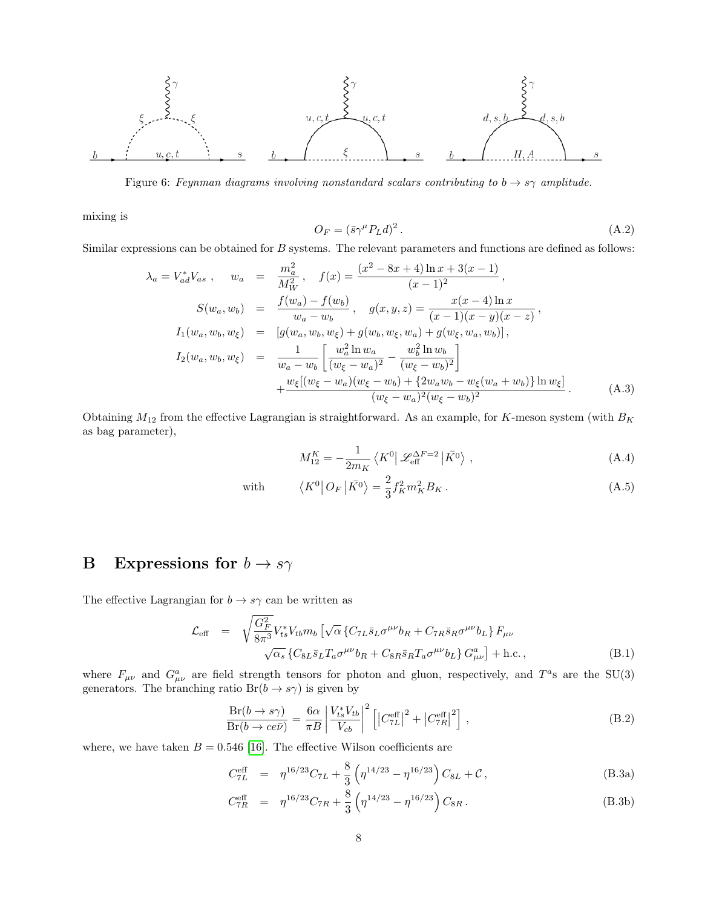Figure 6: *Feynman diagrams involving nonstandard scalars contributing to $b \to s\gamma$ amplitude.*

mixing is

$$O_F = (\bar{s}\gamma^\mu P_L d)^2 \,. \tag{A.2}$$

Similar expressions can be obtained for $B$ systems. The relevant parameters and functions are defined as follows:

$$\begin{aligned}
\lambda_a = V_{ad}^* V_{as}\,, \quad w_a &= \frac{m_a^2}{M_W^2}\,, \quad f(x) = \frac{(x^2-8x+4)\ln x + 3(x-1)}{(x-1)^2}\,, \\
S(w_a, w_b) &= \frac{f(w_a)-f(w_b)}{w_a - w_b}\,, \quad g(x,y,z) = \frac{x(x-4)\ln x}{(x-1)(x-y)(x-z)}\,, \\
I_1(w_a, w_b, w_\xi) &= \left[g(w_a,w_b,w_\xi) + g(w_b,w_\xi,w_a) + g(w_\xi,w_a,w_b)\right], \\
I_2(w_a, w_b, w_\xi) &= \frac{1}{w_a - w_b}\left[\frac{w_a^2 \ln w_a}{(w_\xi - w_a)^2} - \frac{w_b^2 \ln w_b}{(w_\xi - w_b)^2}\right] \\
&\quad + \frac{w_\xi[(w_\xi - w_a)(w_\xi - w_b) + \{2w_a w_b - w_\xi(w_a + w_b)\}\ln w_\xi]}{(w_\xi - w_a)^2 (w_\xi - w_b)^2}\,.
\end{aligned} \tag{A.3}$$

Obtaining $M_{12}$ from the effective Lagrangian is straightforward. As an example, for $K$-meson system (with $B_K$ as bag parameter),

$$M_{12}^K = -\frac{1}{2m_K}\left\langle K^0\right| \mathscr{L}_{\rm eff}^{\Delta F=2}\left|\bar{K^0}\right\rangle\,, \tag{A.4}$$

$$\text{with} \qquad \left\langle K^0\right| O_F \left|\bar{K^0}\right\rangle = \frac{2}{3} f_K^2 m_K^2 B_K\,. \tag{A.5}$$

# B Expressions for $b \to s\gamma$

The effective Lagrangian for $b \to s\gamma$ can be written as

$$\begin{aligned}
\mathcal{L}_{\rm eff} &= \sqrt{\frac{G_F^2}{8\pi^3}} V_{ts}^* V_{tb} m_b \left[\sqrt{\alpha}\left\{C_{7L}\bar{s}_L\sigma^{\mu\nu}b_R + C_{7R}\bar{s}_R\sigma^{\mu\nu}b_L\right\}F_{\mu\nu}\right. \\
&\qquad \left.\sqrt{\alpha_s}\left\{C_{8L}\bar{s}_L T_a \sigma^{\mu\nu} b_R + C_{8R}\bar{s}_R T_a \sigma^{\mu\nu} b_L\right\}G_{\mu\nu}^a\right] + \text{h.c.}\,,
\end{aligned} \tag{B.1}$$

where $F_{\mu\nu}$ and $G_{\mu\nu}^a$ are field strength tensors for photon and gluon, respectively, and $T^a$s are the SU(3) generators. The branching ratio $\text{Br}(b \to s\gamma)$ is given by

$$\frac{\text{Br}(b \to s\gamma)}{\text{Br}(b \to ce\bar{\nu})} = \frac{6\alpha}{\pi B}\left|\frac{V_{ts}^* V_{tb}}{V_{cb}}\right|^2 \left[\left|C_{7L}^{\rm eff}\right|^2 + \left|C_{7R}^{\rm eff}\right|^2\right], \tag{B.2}$$

where, we have taken $B = 0.546$ [16]. The effective Wilson coefficients are

$$C_{7L}^{\rm eff} = \eta^{16/23} C_{7L} + \frac{8}{3}\left(\eta^{14/23} - \eta^{16/23}\right) C_{8L} + \mathcal{C}\,, \tag{B.3a}$$

$$C_{7R}^{\rm eff} = \eta^{16/23} C_{7R} + \frac{8}{3}\left(\eta^{14/23} - \eta^{16/23}\right) C_{8R}\,. \tag{B.3b}$$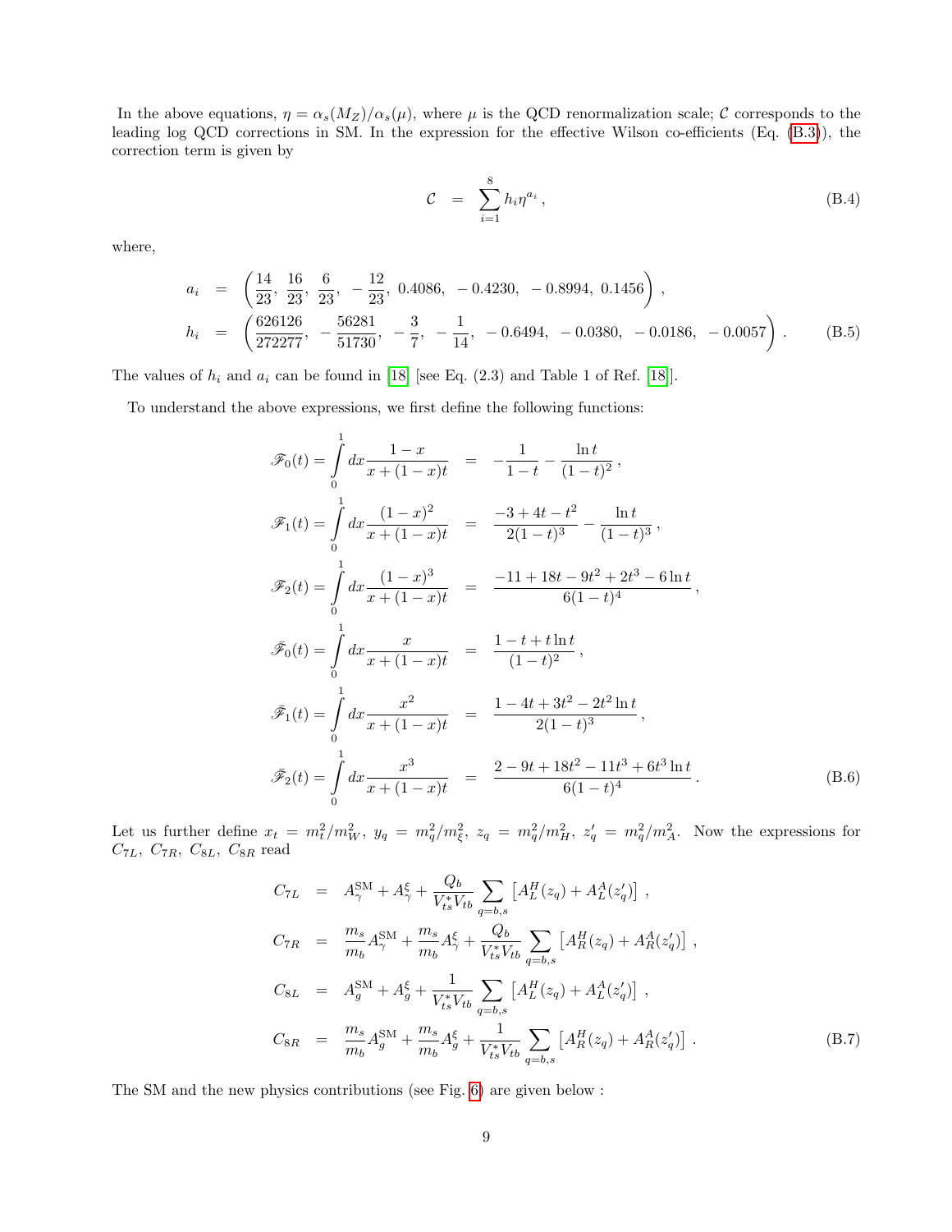In the above equations, $\eta = \alpha_s(M_Z)/\alpha_s(\mu)$, where $\mu$ is the QCD renormalization scale; $\mathcal{C}$ corresponds to the leading log QCD corrections in SM. In the expression for the effective Wilson co-efficients (Eq. (B.3)), the correction term is given by

$$\mathcal{C} \;=\; \sum_{i=1}^{8} h_i \eta^{a_i}\,, \tag{B.4}$$

where,

$$\begin{aligned}
a_i &= \left(\frac{14}{23},\ \frac{16}{23},\ \frac{6}{23},\ -\frac{12}{23},\ 0.4086,\ -0.4230,\ -0.8994,\ 0.1456\right)\,,\\
h_i &= \left(\frac{626126}{272277},\ -\frac{56281}{51730},\ -\frac{3}{7},\ -\frac{1}{14},\ -0.6494,\ -0.0380,\ -0.0186,\ -0.0057\right)\,.
\end{aligned} \tag{B.5}$$

The values of $h_i$ and $a_i$ can be found in [18] [see Eq. (2.3) and Table 1 of Ref. [18]].

To understand the above expressions, we first define the following functions:

$$\begin{aligned}
\mathscr{F}_0(t) = \int_0^1 dx \frac{1-x}{x+(1-x)t} &= -\frac{1}{1-t} - \frac{\ln t}{(1-t)^2}\,,\\
\mathscr{F}_1(t) = \int_0^1 dx \frac{(1-x)^2}{x+(1-x)t} &= \frac{-3+4t-t^2}{2(1-t)^3} - \frac{\ln t}{(1-t)^3}\,,\\
\mathscr{F}_2(t) = \int_0^1 dx \frac{(1-x)^3}{x+(1-x)t} &= \frac{-11+18t-9t^2+2t^3-6\ln t}{6(1-t)^4}\,,\\
\bar{\mathscr{F}}_0(t) = \int_0^1 dx \frac{x}{x+(1-x)t} &= \frac{1-t+t\ln t}{(1-t)^2}\,,\\
\bar{\mathscr{F}}_1(t) = \int_0^1 dx \frac{x^2}{x+(1-x)t} &= \frac{1-4t+3t^2-2t^2\ln t}{2(1-t)^3}\,,\\
\bar{\mathscr{F}}_2(t) = \int_0^1 dx \frac{x^3}{x+(1-x)t} &= \frac{2-9t+18t^2-11t^3+6t^3\ln t}{6(1-t)^4}\,.
\end{aligned} \tag{B.6}$$

Let us further define $x_t = m_t^2/m_W^2$, $y_q = m_q^2/m_\xi^2$, $z_q = m_q^2/m_H^2$, $z_q' = m_q^2/m_A^2$. Now the expressions for $C_{7L}$, $C_{7R}$, $C_{8L}$, $C_{8R}$ read

$$\begin{aligned}
C_{7L} &= A_\gamma^{\rm SM} + A_\gamma^\xi + \frac{Q_b}{V_{ts}^* V_{tb}} \sum_{q=b,s} \left[A_L^H(z_q) + A_L^A(z_q')\right]\,,\\
C_{7R} &= \frac{m_s}{m_b} A_\gamma^{\rm SM} + \frac{m_s}{m_b} A_\gamma^\xi + \frac{Q_b}{V_{ts}^* V_{tb}} \sum_{q=b,s} \left[A_R^H(z_q) + A_R^A(z_q')\right]\,,\\
C_{8L} &= A_g^{\rm SM} + A_g^\xi + \frac{1}{V_{ts}^* V_{tb}} \sum_{q=b,s} \left[A_L^H(z_q) + A_L^A(z_q')\right]\,,\\
C_{8R} &= \frac{m_s}{m_b} A_g^{\rm SM} + \frac{m_s}{m_b} A_g^\xi + \frac{1}{V_{ts}^* V_{tb}} \sum_{q=b,s} \left[A_R^H(z_q) + A_R^A(z_q')\right]\,.
\end{aligned} \tag{B.7}$$

The SM and the new physics contributions (see Fig. 6) are given below :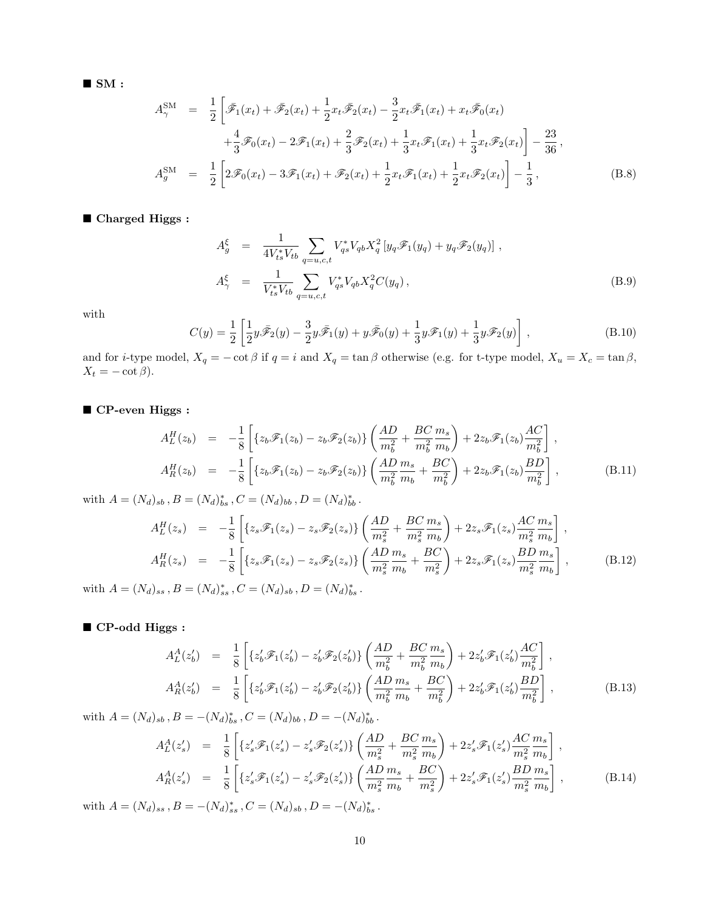■ **SM :**

$$
\begin{aligned}
A_\gamma^{\rm SM} &= \frac{1}{2}\left[\bar{\mathscr{F}}_1(x_t)+\bar{\mathscr{F}}_2(x_t)+\frac{1}{2}x_t\bar{\mathscr{F}}_2(x_t)-\frac{3}{2}x_t\bar{\mathscr{F}}_1(x_t)+x_t\bar{\mathscr{F}}_0(x_t)\right.\\
&\qquad\left.+\frac{4}{3}\mathscr{F}_0(x_t)-2\mathscr{F}_1(x_t)+\frac{2}{3}\mathscr{F}_2(x_t)+\frac{1}{3}x_t\mathscr{F}_1(x_t)+\frac{1}{3}x_t\mathscr{F}_2(x_t)\right]-\frac{23}{36}\,,\\
A_g^{\rm SM} &= \frac{1}{2}\left[2\mathscr{F}_0(x_t)-3\mathscr{F}_1(x_t)+\mathscr{F}_2(x_t)+\frac{1}{2}x_t\mathscr{F}_1(x_t)+\frac{1}{2}x_t\mathscr{F}_2(x_t)\right]-\frac{1}{3}\,,
\end{aligned}
\tag{B.8}
$$

■ **Charged Higgs :**

$$
\begin{aligned}
A_g^\xi &= \frac{1}{4V_{ts}^*V_{tb}}\sum_{q=u,c,t}V_{qs}^*V_{qb}X_q^2\left[y_q\mathscr{F}_1(y_q)+y_q\mathscr{F}_2(y_q)\right]\,,\\
A_\gamma^\xi &= \frac{1}{V_{ts}^*V_{tb}}\sum_{q=u,c,t}V_{qs}^*V_{qb}X_q^2C(y_q)\,,
\end{aligned}
\tag{B.9}
$$

with

$$
C(y)=\frac{1}{2}\left[\frac{1}{2}y\bar{\mathscr{F}}_2(y)-\frac{3}{2}y\bar{\mathscr{F}}_1(y)+y\bar{\mathscr{F}}_0(y)+\frac{1}{3}y\mathscr{F}_1(y)+\frac{1}{3}y\mathscr{F}_2(y)\right]\,,
\tag{B.10}
$$

and for $i$-type model, $X_q=-\cot\beta$ if $q=i$ and $X_q=\tan\beta$ otherwise (e.g. for t-type model, $X_u=X_c=\tan\beta$, $X_t=-\cot\beta$).

■ **CP-even Higgs :**

$$
\begin{aligned}
A_L^H(z_b) &= -\frac{1}{8}\left[\{z_b\mathscr{F}_1(z_b)-z_b\mathscr{F}_2(z_b)\}\left(\frac{AD}{m_b^2}+\frac{BC}{m_b^2}\frac{m_s}{m_b}\right)+2z_b\mathscr{F}_1(z_b)\frac{AC}{m_b^2}\right]\,,\\
A_R^H(z_b) &= -\frac{1}{8}\left[\{z_b\mathscr{F}_1(z_b)-z_b\mathscr{F}_2(z_b)\}\left(\frac{AD}{m_b^2}\frac{m_s}{m_b}+\frac{BC}{m_b^2}\right)+2z_b\mathscr{F}_1(z_b)\frac{BD}{m_b^2}\right]\,,
\end{aligned}
\tag{B.11}
$$

with $A=(N_d)_{sb}\,,B=(N_d)_{bs}^*\,,C=(N_d)_{bb}\,,D=(N_d)_{bb}^*\,.$

$$
\begin{aligned}
A_L^H(z_s) &= -\frac{1}{8}\left[\{z_s\mathscr{F}_1(z_s)-z_s\mathscr{F}_2(z_s)\}\left(\frac{AD}{m_s^2}+\frac{BC}{m_s^2}\frac{m_s}{m_b}\right)+2z_s\mathscr{F}_1(z_s)\frac{AC}{m_s^2}\frac{m_s}{m_b}\right]\,,\\
A_R^H(z_s) &= -\frac{1}{8}\left[\{z_s\mathscr{F}_1(z_s)-z_s\mathscr{F}_2(z_s)\}\left(\frac{AD}{m_s^2}\frac{m_s}{m_b}+\frac{BC}{m_s^2}\right)+2z_s\mathscr{F}_1(z_s)\frac{BD}{m_s^2}\frac{m_s}{m_b}\right]\,,
\end{aligned}
\tag{B.12}
$$

with $A=(N_d)_{ss}\,,B=(N_d)_{ss}^*\,,C=(N_d)_{sb}\,,D=(N_d)_{bs}^*\,.$

■ **CP-odd Higgs :**

$$
\begin{aligned}
A_L^A(z_b') &= \frac{1}{8}\left[\{z_b'\mathscr{F}_1(z_b')-z_b'\mathscr{F}_2(z_b')\}\left(\frac{AD}{m_b^2}+\frac{BC}{m_b^2}\frac{m_s}{m_b}\right)+2z_b'\mathscr{F}_1(z_b')\frac{AC}{m_b^2}\right]\,,\\
A_R^A(z_b') &= \frac{1}{8}\left[\{z_b'\mathscr{F}_1(z_b')-z_b'\mathscr{F}_2(z_b')\}\left(\frac{AD}{m_b^2}\frac{m_s}{m_b}+\frac{BC}{m_b^2}\right)+2z_b'\mathscr{F}_1(z_b')\frac{BD}{m_b^2}\right]\,,
\end{aligned}
\tag{B.13}
$$

with $A=(N_d)_{sb}\,,B=-(N_d)_{bs}^*\,,C=(N_d)_{bb}\,,D=-(N_d)_{bb}^*\,.$

$$
\begin{aligned}
A_L^A(z_s') &= \frac{1}{8}\left[\{z_s'\mathscr{F}_1(z_s')-z_s'\mathscr{F}_2(z_s')\}\left(\frac{AD}{m_s^2}+\frac{BC}{m_s^2}\frac{m_s}{m_b}\right)+2z_s'\mathscr{F}_1(z_s')\frac{AC}{m_s^2}\frac{m_s}{m_b}\right]\,,\\
A_R^A(z_s') &= \frac{1}{8}\left[\{z_s'\mathscr{F}_1(z_s')-z_s'\mathscr{F}_2(z_s')\}\left(\frac{AD}{m_s^2}\frac{m_s}{m_b}+\frac{BC}{m_s^2}\right)+2z_s'\mathscr{F}_1(z_s')\frac{BD}{m_s^2}\frac{m_s}{m_b}\right]\,,
\end{aligned}
\tag{B.14}
$$

with $A=(N_d)_{ss}\,,B=-(N_d)_{ss}^*\,,C=(N_d)_{sb}\,,D=-(N_d)_{bs}^*\,.$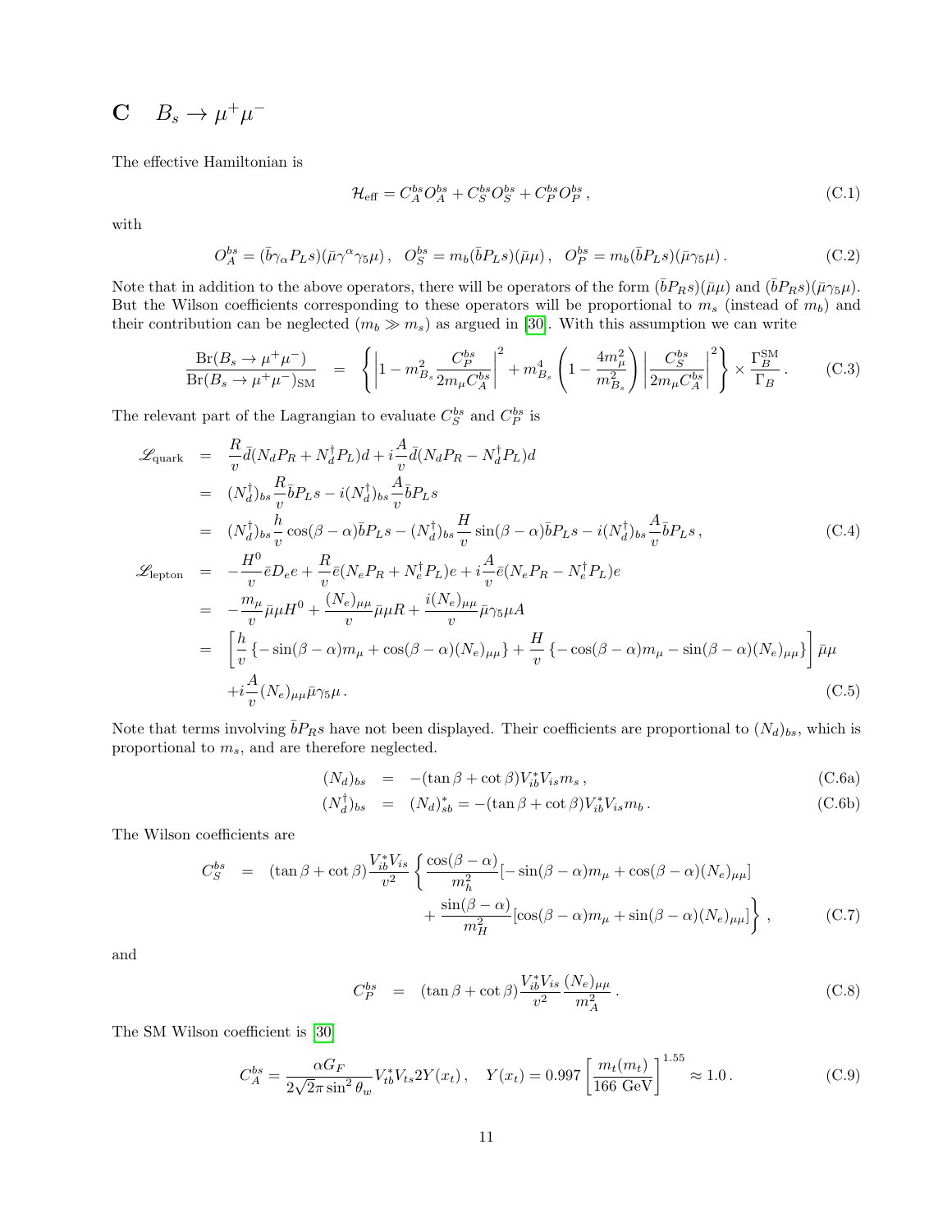# C $B_s \to \mu^+\mu^-$

The effective Hamiltonian is

$$\mathcal{H}_{\rm eff} = C_A^{bs} O_A^{bs} + C_S^{bs} O_S^{bs} + C_P^{bs} O_P^{bs} \,, \tag{C.1}$$

with

$$O_A^{bs} = (\bar{b}\gamma_\alpha P_L s)(\bar{\mu}\gamma^\alpha \gamma_5 \mu)\,, \quad O_S^{bs} = m_b(\bar{b}P_L s)(\bar{\mu}\mu)\,, \quad O_P^{bs} = m_b(\bar{b}P_L s)(\bar{\mu}\gamma_5 \mu)\,. \tag{C.2}$$

Note that in addition to the above operators, there will be operators of the form $(\bar{b}P_R s)(\bar{\mu}\mu)$ and $(\bar{b}P_R s)(\bar{\mu}\gamma_5\mu)$. But the Wilson coefficients corresponding to these operators will be proportional to $m_s$ (instead of $m_b$) and their contribution can be neglected ($m_b \gg m_s$) as argued in [30]. With this assumption we can write

$$\frac{{\rm Br}(B_s \to \mu^+\mu^-)}{{\rm Br}(B_s \to \mu^+\mu^-)_{\rm SM}} = \left\{ \left| 1 - m_{B_s}^2 \frac{C_P^{bs}}{2 m_\mu C_A^{bs}} \right|^2 + m_{B_s}^4 \left(1 - \frac{4m_\mu^2}{m_{B_s}^2}\right) \left| \frac{C_S^{bs}}{2 m_\mu C_A^{bs}} \right|^2 \right\} \times \frac{\Gamma_B^{\rm SM}}{\Gamma_B} \,. \tag{C.3}$$

The relevant part of the Lagrangian to evaluate $C_S^{bs}$ and $C_P^{bs}$ is

$$\begin{aligned}
\mathscr{L}_{\rm quark} &= \frac{R}{v}\bar{d}(N_d P_R + N_d^\dagger P_L)d + i\frac{A}{v}\bar{d}(N_d P_R - N_d^\dagger P_L)d \\
&= (N_d^\dagger)_{bs}\frac{R}{v}\bar{b}P_L s - i(N_d^\dagger)_{bs}\frac{A}{v}\bar{b}P_L s \\
&= (N_d^\dagger)_{bs}\frac{h}{v}\cos(\beta-\alpha)\bar{b}P_L s - (N_d^\dagger)_{bs}\frac{H}{v}\sin(\beta-\alpha)\bar{b}P_L s - i(N_d^\dagger)_{bs}\frac{A}{v}\bar{b}P_L s \,, 
\end{aligned} \tag{C.4}$$

$$\begin{aligned}
\mathscr{L}_{\rm lepton} &= -\frac{H^0}{v}\bar{e}D_e e + \frac{R}{v}\bar{e}(N_e P_R + N_e^\dagger P_L)e + i\frac{A}{v}\bar{e}(N_e P_R - N_e^\dagger P_L)e \\
&= -\frac{m_\mu}{v}\bar{\mu}\mu H^0 + \frac{(N_e)_{\mu\mu}}{v}\bar{\mu}\mu R + \frac{i(N_e)_{\mu\mu}}{v}\bar{\mu}\gamma_5\mu A \\
&= \left[\frac{h}{v}\left\{-\sin(\beta-\alpha)m_\mu + \cos(\beta-\alpha)(N_e)_{\mu\mu}\right\} + \frac{H}{v}\left\{-\cos(\beta-\alpha)m_\mu - \sin(\beta-\alpha)(N_e)_{\mu\mu}\right\}\right]\bar{\mu}\mu \\
&\quad + i\frac{A}{v}(N_e)_{\mu\mu}\bar{\mu}\gamma_5\mu \,.
\end{aligned} \tag{C.5}$$

Note that terms involving $\bar{b}P_R s$ have not been displayed. Their coefficients are proportional to $(N_d)_{bs}$, which is proportional to $m_s$, and are therefore neglected.

$$(N_d)_{bs} = -(\tan\beta + \cot\beta)V_{ib}^* V_{is} m_s \,, \tag{C.6a}$$

$$(N_d^\dagger)_{bs} = (N_d)_{sb}^* = -(\tan\beta + \cot\beta)V_{ib}^* V_{is} m_b \,. \tag{C.6b}$$

The Wilson coefficients are

$$\begin{aligned}
C_S^{bs} = (\tan\beta + \cot\beta)\frac{V_{ib}^* V_{is}}{v^2}\Bigg\{ &\frac{\cos(\beta-\alpha)}{m_h^2}[-\sin(\beta-\alpha)m_\mu + \cos(\beta-\alpha)(N_e)_{\mu\mu}] \\
&+ \frac{\sin(\beta-\alpha)}{m_H^2}[\cos(\beta-\alpha)m_\mu + \sin(\beta-\alpha)(N_e)_{\mu\mu}]\Bigg\} \,,
\end{aligned} \tag{C.7}$$

and

$$C_P^{bs} = (\tan\beta + \cot\beta)\frac{V_{ib}^* V_{is}}{v^2}\frac{(N_e)_{\mu\mu}}{m_A^2} \,. \tag{C.8}$$

The SM Wilson coefficient is [30]

$$C_A^{bs} = \frac{\alpha G_F}{2\sqrt{2}\pi \sin^2\theta_w} V_{tb}^* V_{ts} 2Y(x_t)\,, \quad Y(x_t) = 0.997\left[\frac{m_t(m_t)}{166 \text{ GeV}}\right]^{1.55} \approx 1.0 \,. \tag{C.9}$$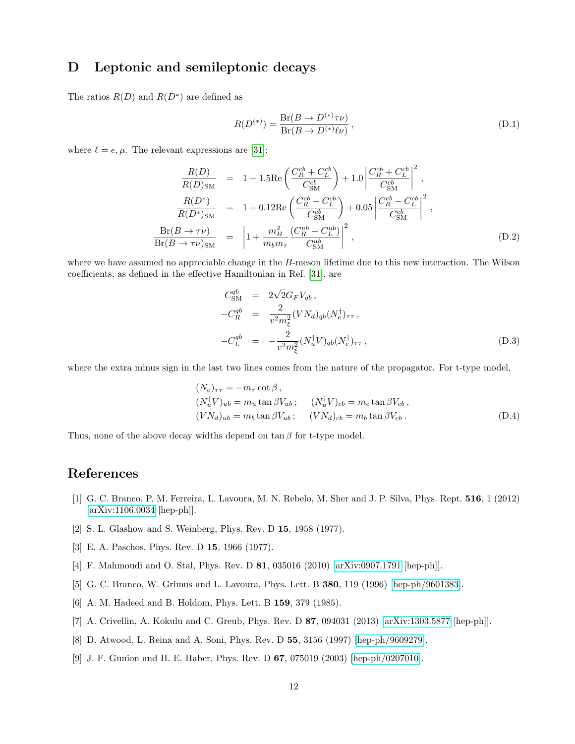## D Leptonic and semileptonic decays

The ratios $R(D)$ and $R(D^*)$ are defined as

$$R(D^{(*)}) = \frac{\text{Br}(B \to D^{(*)}\tau\nu)}{\text{Br}(B \to D^{(*)}\ell\nu)}\,, \tag{D.1}$$

where $\ell = e, \mu$. The relevant expressions are [31]:

$$\begin{aligned}
\frac{R(D)}{R(D)_{\text{SM}}} &= 1 + 1.5\text{Re}\left(\frac{C_R^{cb} + C_L^{cb}}{C_{\text{SM}}^{cb}}\right) + 1.0\left|\frac{C_R^{cb} + C_L^{cb}}{C_{\text{SM}}^{cb}}\right|^2\,, \\
\frac{R(D^*)}{R(D^*)_{\text{SM}}} &= 1 + 0.12\text{Re}\left(\frac{C_R^{cb} - C_L^{cb}}{C_{\text{SM}}^{cb}}\right) + 0.05\left|\frac{C_R^{cb} - C_L^{cb}}{C_{\text{SM}}^{cb}}\right|^2\,, \\
\frac{\text{Br}(B \to \tau\nu)}{\text{Br}(B \to \tau\nu)_{\text{SM}}} &= \left|1 + \frac{m_B^2}{m_b m_\tau}\frac{(C_R^{ub} - C_L^{ub})}{C_{\text{SM}}^{ub}}\right|^2\,,
\end{aligned} \tag{D.2}$$

where we have assumed no appreciable change in the $B$-meson lifetime due to this new interaction. The Wilson coefficients, as defined in the effective Hamiltonian in Ref. [31], are

$$\begin{aligned}
C_{\text{SM}}^{qb} &= 2\sqrt{2}G_F V_{qb}\,, \\
-C_R^{qb} &= \frac{2}{v^2 m_\xi^2}(VN_d)_{qb}(N_e^\dagger)_{\tau\tau}\,, \\
-C_L^{qb} &= -\frac{2}{v^2 m_\xi^2}(N_u^\dagger V)_{qb}(N_e^\dagger)_{\tau\tau}\,,
\end{aligned} \tag{D.3}$$

where the extra minus sign in the last two lines comes from the nature of the propagator. For t-type model,

$$\begin{aligned}
&(N_e)_{\tau\tau} = -m_\tau \cot\beta\,, \\
&(N_u^\dagger V)_{ub} = m_u \tan\beta V_{ub}\,; \quad (N_u^\dagger V)_{cb} = m_c \tan\beta V_{cb}\,, \\
&(VN_d)_{ub} = m_b \tan\beta V_{ub}\,; \quad (VN_d)_{cb} = m_b \tan\beta V_{cb}\,.
\end{aligned} \tag{D.4}$$

Thus, none of the above decay widths depend on $\tan\beta$ for t-type model.

# References

[1] G. C. Branco, P. M. Ferreira, L. Lavoura, M. N. Rebelo, M. Sher and J. P. Silva, Phys. Rept. **516**, 1 (2012) [arXiv:1106.0034 [hep-ph]].

[2] S. L. Glashow and S. Weinberg, Phys. Rev. D **15**, 1958 (1977).

[3] E. A. Paschos, Phys. Rev. D **15**, 1966 (1977).

[4] F. Mahmoudi and O. Stal, Phys. Rev. D **81**, 035016 (2010) [arXiv:0907.1791 [hep-ph]].

[5] G. C. Branco, W. Grimus and L. Lavoura, Phys. Lett. B **380**, 119 (1996) [hep-ph/9601383].

[6] A. M. Hadeed and B. Holdom, Phys. Lett. B **159**, 379 (1985).

[7] A. Crivellin, A. Kokulu and C. Greub, Phys. Rev. D **87**, 094031 (2013) [arXiv:1303.5877 [hep-ph]].

[8] D. Atwood, L. Reina and A. Soni, Phys. Rev. D **55**, 3156 (1997) [hep-ph/9609279].

[9] J. F. Gunion and H. E. Haber, Phys. Rev. D **67**, 075019 (2003) [hep-ph/0207010].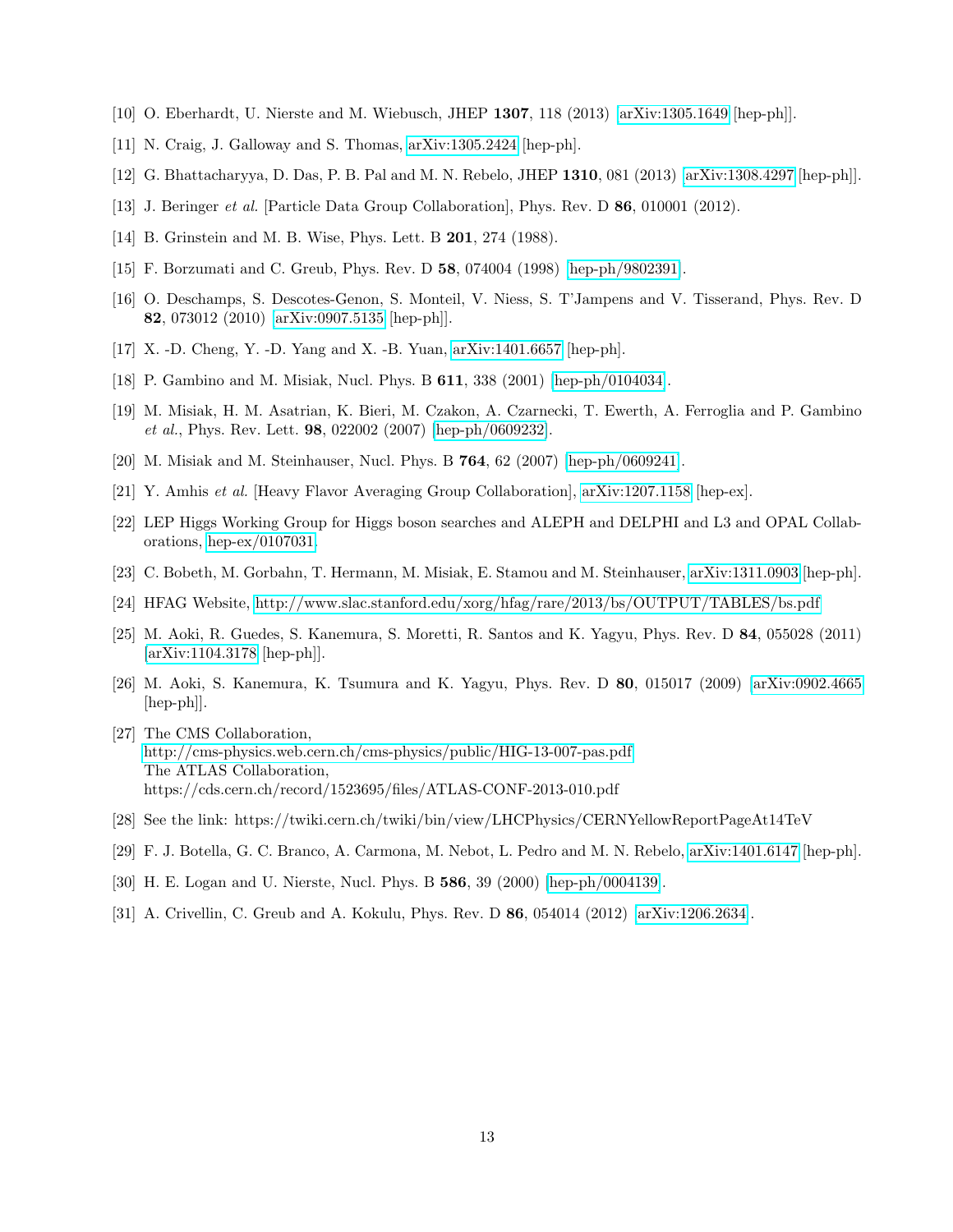[10] O. Eberhardt, U. Nierste and M. Wiebusch, JHEP **1307**, 118 (2013) [arXiv:1305.1649 [hep-ph]].

[11] N. Craig, J. Galloway and S. Thomas, arXiv:1305.2424 [hep-ph].

[12] G. Bhattacharyya, D. Das, P. B. Pal and M. N. Rebelo, JHEP **1310**, 081 (2013) [arXiv:1308.4297 [hep-ph]].

[13] J. Beringer *et al.* [Particle Data Group Collaboration], Phys. Rev. D **86**, 010001 (2012).

[14] B. Grinstein and M. B. Wise, Phys. Lett. B **201**, 274 (1988).

[15] F. Borzumati and C. Greub, Phys. Rev. D **58**, 074004 (1998) [hep-ph/9802391].

[16] O. Deschamps, S. Descotes-Genon, S. Monteil, V. Niess, S. T'Jampens and V. Tisserand, Phys. Rev. D **82**, 073012 (2010) [arXiv:0907.5135 [hep-ph]].

[17] X. -D. Cheng, Y. -D. Yang and X. -B. Yuan, arXiv:1401.6657 [hep-ph].

[18] P. Gambino and M. Misiak, Nucl. Phys. B **611**, 338 (2001) [hep-ph/0104034].

[19] M. Misiak, H. M. Asatrian, K. Bieri, M. Czakon, A. Czarnecki, T. Ewerth, A. Ferroglia and P. Gambino *et al.*, Phys. Rev. Lett. **98**, 022002 (2007) [hep-ph/0609232].

[20] M. Misiak and M. Steinhauser, Nucl. Phys. B **764**, 62 (2007) [hep-ph/0609241].

[21] Y. Amhis *et al.* [Heavy Flavor Averaging Group Collaboration], arXiv:1207.1158 [hep-ex].

[22] LEP Higgs Working Group for Higgs boson searches and ALEPH and DELPHI and L3 and OPAL Collaborations, hep-ex/0107031.

[23] C. Bobeth, M. Gorbahn, T. Hermann, M. Misiak, E. Stamou and M. Steinhauser, arXiv:1311.0903 [hep-ph].

[24] HFAG Website, http://www.slac.stanford.edu/xorg/hfag/rare/2013/bs/OUTPUT/TABLES/bs.pdf

[25] M. Aoki, R. Guedes, S. Kanemura, S. Moretti, R. Santos and K. Yagyu, Phys. Rev. D **84**, 055028 (2011) [arXiv:1104.3178 [hep-ph]].

[26] M. Aoki, S. Kanemura, K. Tsumura and K. Yagyu, Phys. Rev. D **80**, 015017 (2009) [arXiv:0902.4665 [hep-ph]].

[27] The CMS Collaboration,
http://cms-physics.web.cern.ch/cms-physics/public/HIG-13-007-pas.pdf
The ATLAS Collaboration,
https://cds.cern.ch/record/1523695/files/ATLAS-CONF-2013-010.pdf

[28] See the link: https://twiki.cern.ch/twiki/bin/view/LHCPhysics/CERNYellowReportPageAt14TeV

[29] F. J. Botella, G. C. Branco, A. Carmona, M. Nebot, L. Pedro and M. N. Rebelo, arXiv:1401.6147 [hep-ph].

[30] H. E. Logan and U. Nierste, Nucl. Phys. B **586**, 39 (2000) [hep-ph/0004139].

[31] A. Crivellin, C. Greub and A. Kokulu, Phys. Rev. D **86**, 054014 (2012) [arXiv:1206.2634].